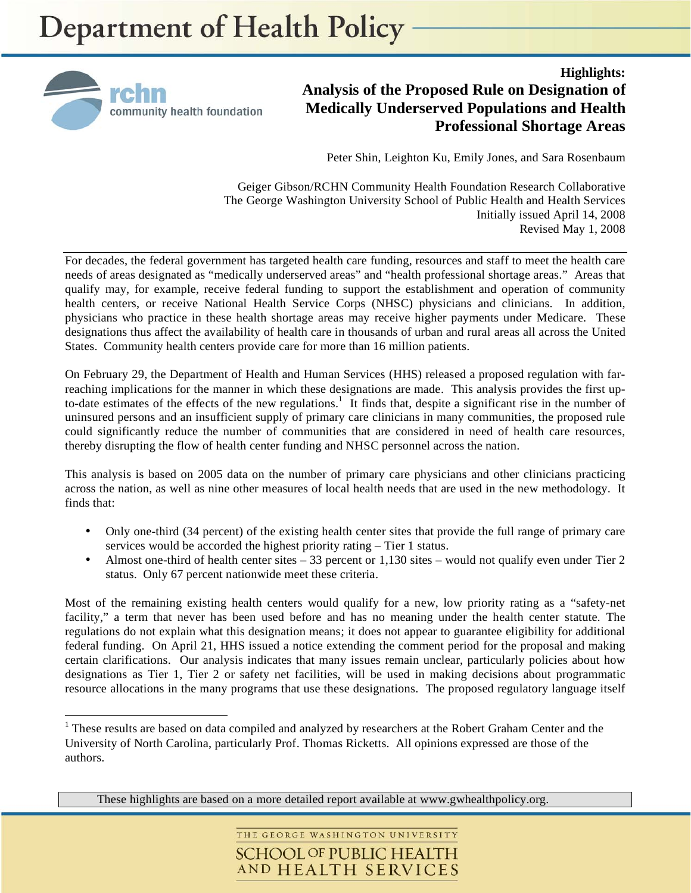# Department of Health Policy

rchn community health foundation

**Highlights:**
## Analysis of the Proposed Rule on Designation of Medically Underserved Populations and Health Professional Shortage Areas

Peter Shin, Leighton Ku, Emily Jones, and Sara Rosenbaum

Geiger Gibson/RCHN Community Health Foundation Research Collaborative
The George Washington University School of Public Health and Health Services
Initially issued April 14, 2008
Revised May 1, 2008

For decades, the federal government has targeted health care funding, resources and staff to meet the health care needs of areas designated as "medically underserved areas" and "health professional shortage areas." Areas that qualify may, for example, receive federal funding to support the establishment and operation of community health centers, or receive National Health Service Corps (NHSC) physicians and clinicians. In addition, physicians who practice in these health shortage areas may receive higher payments under Medicare. These designations thus affect the availability of health care in thousands of urban and rural areas all across the United States. Community health centers provide care for more than 16 million patients.

On February 29, the Department of Health and Human Services (HHS) released a proposed regulation with far-reaching implications for the manner in which these designations are made. This analysis provides the first up-to-date estimates of the effects of the new regulations.[1] It finds that, despite a significant rise in the number of uninsured persons and an insufficient supply of primary care clinicians in many communities, the proposed rule could significantly reduce the number of communities that are considered in need of health care resources, thereby disrupting the flow of health center funding and NHSC personnel across the nation.

This analysis is based on 2005 data on the number of primary care physicians and other clinicians practicing across the nation, as well as nine other measures of local health needs that are used in the new methodology. It finds that:

- Only one-third (34 percent) of the existing health center sites that provide the full range of primary care services would be accorded the highest priority rating – Tier 1 status.
- Almost one-third of health center sites – 33 percent or 1,130 sites – would not qualify even under Tier 2 status. Only 67 percent nationwide meet these criteria.

Most of the remaining existing health centers would qualify for a new, low priority rating as a "safety-net facility," a term that never has been used before and has no meaning under the health center statute. The regulations do not explain what this designation means; it does not appear to guarantee eligibility for additional federal funding. On April 21, HHS issued a notice extending the comment period for the proposal and making certain clarifications. Our analysis indicates that many issues remain unclear, particularly policies about how designations as Tier 1, Tier 2 or safety net facilities, will be used in making decisions about programmatic resource allocations in the many programs that use these designations. The proposed regulatory language itself

[1] These results are based on data compiled and analyzed by researchers at the Robert Graham Center and the University of North Carolina, particularly Prof. Thomas Ricketts. All opinions expressed are those of the authors.

These highlights are based on a more detailed report available at www.gwhealthpolicy.org.

THE GEORGE WASHINGTON UNIVERSITY
SCHOOL OF PUBLIC HEALTH AND HEALTH SERVICES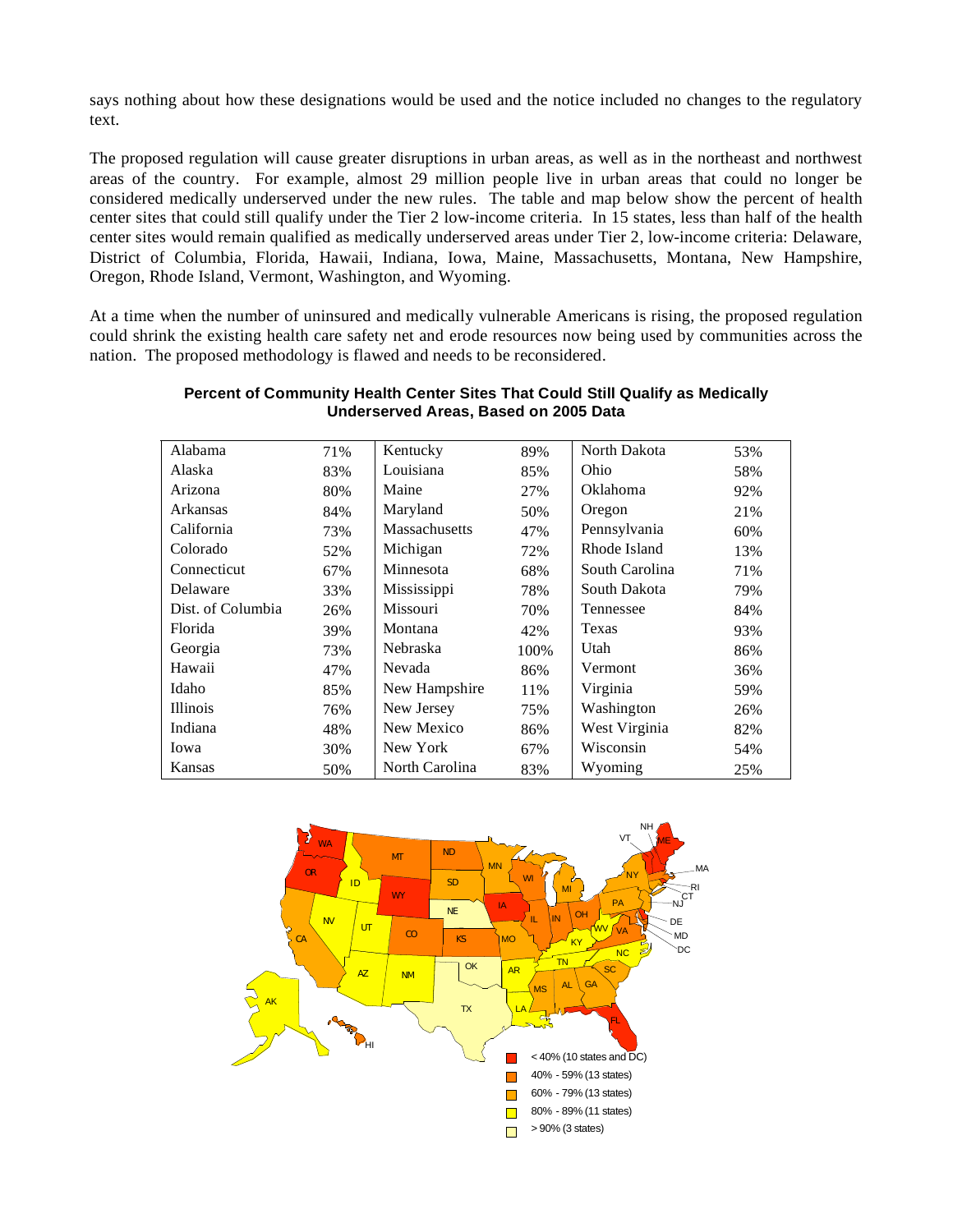says nothing about how these designations would be used and the notice included no changes to the regulatory text.

The proposed regulation will cause greater disruptions in urban areas, as well as in the northeast and northwest areas of the country. For example, almost 29 million people live in urban areas that could no longer be considered medically underserved under the new rules. The table and map below show the percent of health center sites that could still qualify under the Tier 2 low-income criteria. In 15 states, less than half of the health center sites would remain qualified as medically underserved areas under Tier 2, low-income criteria: Delaware, District of Columbia, Florida, Hawaii, Indiana, Iowa, Maine, Massachusetts, Montana, New Hampshire, Oregon, Rhode Island, Vermont, Washington, and Wyoming.

At a time when the number of uninsured and medically vulnerable Americans is rising, the proposed regulation could shrink the existing health care safety net and erode resources now being used by communities across the nation. The proposed methodology is flawed and needs to be reconsidered.

**Percent of Community Health Center Sites That Could Still Qualify as Medically Underserved Areas, Based on 2005 Data**

| | | | | | |
|---|---|---|---|---|---|
| Alabama | 71% | Kentucky | 89% | North Dakota | 53% |
| Alaska | 83% | Louisiana | 85% | Ohio | 58% |
| Arizona | 80% | Maine | 27% | Oklahoma | 92% |
| Arkansas | 84% | Maryland | 50% | Oregon | 21% |
| California | 73% | Massachusetts | 47% | Pennsylvania | 60% |
| Colorado | 52% | Michigan | 72% | Rhode Island | 13% |
| Connecticut | 67% | Minnesota | 68% | South Carolina | 71% |
| Delaware | 33% | Mississippi | 78% | South Dakota | 79% |
| Dist. of Columbia | 26% | Missouri | 70% | Tennessee | 84% |
| Florida | 39% | Montana | 42% | Texas | 93% |
| Georgia | 73% | Nebraska | 100% | Utah | 86% |
| Hawaii | 47% | Nevada | 86% | Vermont | 36% |
| Idaho | 85% | New Hampshire | 11% | Virginia | 59% |
| Illinois | 76% | New Jersey | 75% | Washington | 26% |
| Indiana | 48% | New Mexico | 86% | West Virginia | 82% |
| Iowa | 30% | New York | 67% | Wisconsin | 54% |
| Kansas | 50% | North Carolina | 83% | Wyoming | 25% |

< 40% (10 states and DC)
40% - 59% (13 states)
60% - 79% (13 states)
80% - 89% (11 states)
> 90% (3 states)